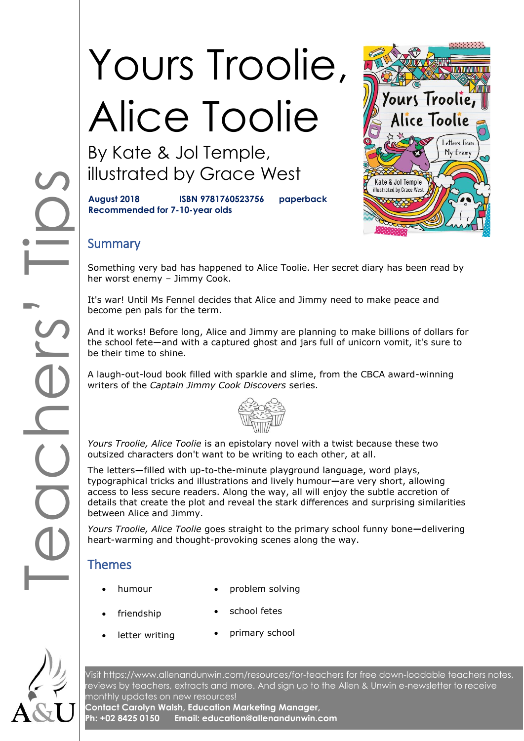Teachers' Tips

# Yours Troolie, Alice Toolie

## By Kate & Jol Temple, illustrated by Grace West

**August 2018 ISBN 9781760523756 paperback**
**Recommended for 7-10-year olds**

## Summary

Something very bad has happened to Alice Toolie. Her secret diary has been read by her worst enemy – Jimmy Cook.

It's war! Until Ms Fennel decides that Alice and Jimmy need to make peace and become pen pals for the term.

And it works! Before long, Alice and Jimmy are planning to make billions of dollars for the school fete—and with a captured ghost and jars full of unicorn vomit, it's sure to be their time to shine.

A laugh-out-loud book filled with sparkle and slime, from the CBCA award-winning writers of the *Captain Jimmy Cook Discovers* series.

*Yours Troolie, Alice Toolie* is an epistolary novel with a twist because these two outsized characters don't want to be writing to each other, at all.

The letters—filled with up-to-the-minute playground language, word plays, typographical tricks and illustrations and lively humour—are very short, allowing access to less secure readers. Along the way, all will enjoy the subtle accretion of details that create the plot and reveal the stark differences and surprising similarities between Alice and Jimmy.

*Yours Troolie, Alice Toolie* goes straight to the primary school funny bone—delivering heart-warming and thought-provoking scenes along the way.

## Themes

- humour
- friendship
- letter writing
- problem solving
- school fetes
- primary school

Visit https://www.allenandunwin.com/resources/for-teachers for free down-loadable teachers notes, reviews by teachers, extracts and more. And sign up to the Allen & Unwin e-newsletter to receive monthly updates on new resources!
**Contact Carolyn Walsh, Education Marketing Manager,**
**Ph: +02 8425 0150 Email: education@allenandunwin.com**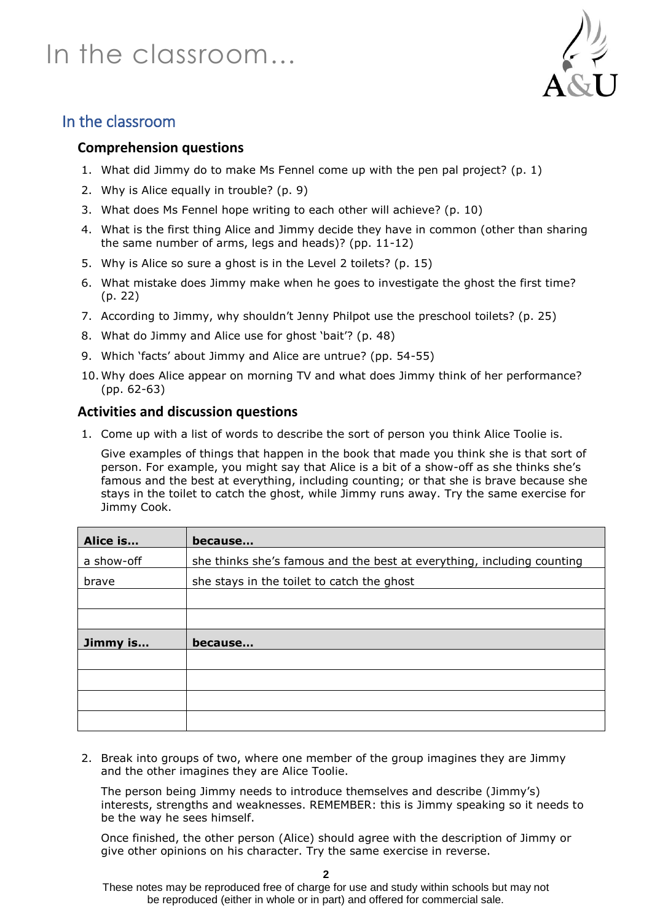# In the classroom…

## In the classroom

### Comprehension questions

1. What did Jimmy do to make Ms Fennel come up with the pen pal project? (p. 1)
2. Why is Alice equally in trouble? (p. 9)
3. What does Ms Fennel hope writing to each other will achieve? (p. 10)
4. What is the first thing Alice and Jimmy decide they have in common (other than sharing the same number of arms, legs and heads)? (pp. 11-12)
5. Why is Alice so sure a ghost is in the Level 2 toilets? (p. 15)
6. What mistake does Jimmy make when he goes to investigate the ghost the first time? (p. 22)
7. According to Jimmy, why shouldn't Jenny Philpot use the preschool toilets? (p. 25)
8. What do Jimmy and Alice use for ghost 'bait'? (p. 48)
9. Which 'facts' about Jimmy and Alice are untrue? (pp. 54-55)
10. Why does Alice appear on morning TV and what does Jimmy think of her performance? (pp. 62-63)

### Activities and discussion questions

1. Come up with a list of words to describe the sort of person you think Alice Toolie is.

   Give examples of things that happen in the book that made you think she is that sort of person. For example, you might say that Alice is a bit of a show-off as she thinks she's famous and the best at everything, including counting; or that she is brave because she stays in the toilet to catch the ghost, while Jimmy runs away. Try the same exercise for Jimmy Cook.

| **Alice is…** | **because…** |
|---|---|
| a show-off | she thinks she's famous and the best at everything, including counting |
| brave | she stays in the toilet to catch the ghost |
| | |
| | |
| **Jimmy is…** | **because…** |
| | |
| | |
| | |
| | |

2. Break into groups of two, where one member of the group imagines they are Jimmy and the other imagines they are Alice Toolie.

   The person being Jimmy needs to introduce themselves and describe (Jimmy's) interests, strengths and weaknesses. REMEMBER: this is Jimmy speaking so it needs to be the way he sees himself.

   Once finished, the other person (Alice) should agree with the description of Jimmy or give other opinions on his character. Try the same exercise in reverse.

These notes may be reproduced free of charge for use and study within schools but may not be reproduced (either in whole or in part) and offered for commercial sale.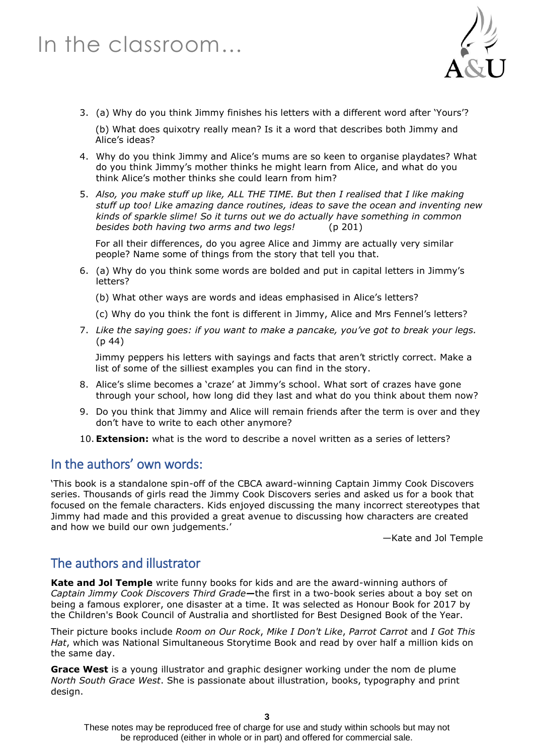# In the classroom...

3. (a) Why do you think Jimmy finishes his letters with a different word after 'Yours'?

   (b) What does quixotry really mean? Is it a word that describes both Jimmy and Alice's ideas?

4. Why do you think Jimmy and Alice's mums are so keen to organise playdates? What do you think Jimmy's mother thinks he might learn from Alice, and what do you think Alice's mother thinks she could learn from him?

5. *Also, you make stuff up like, ALL THE TIME. But then I realised that I like making stuff up too! Like amazing dance routines, ideas to save the ocean and inventing new kinds of sparkle slime! So it turns out we do actually have something in common besides both having two arms and two legs!* (p 201)

   For all their differences, do you agree Alice and Jimmy are actually very similar people? Name some of things from the story that tell you that.

6. (a) Why do you think some words are bolded and put in capital letters in Jimmy's letters?

   (b) What other ways are words and ideas emphasised in Alice's letters?

   (c) Why do you think the font is different in Jimmy, Alice and Mrs Fennel's letters?

7. *Like the saying goes: if you want to make a pancake, you've got to break your legs.* (p 44)

   Jimmy peppers his letters with sayings and facts that aren't strictly correct. Make a list of some of the silliest examples you can find in the story.

8. Alice's slime becomes a 'craze' at Jimmy's school. What sort of crazes have gone through your school, how long did they last and what do you think about them now?

9. Do you think that Jimmy and Alice will remain friends after the term is over and they don't have to write to each other anymore?

10. **Extension:** what is the word to describe a novel written as a series of letters?

## In the authors' own words:

'This book is a standalone spin-off of the CBCA award-winning Captain Jimmy Cook Discovers series. Thousands of girls read the Jimmy Cook Discovers series and asked us for a book that focused on the female characters. Kids enjoyed discussing the many incorrect stereotypes that Jimmy had made and this provided a great avenue to discussing how characters are created and how we build our own judgements.'

—Kate and Jol Temple

## The authors and illustrator

**Kate and Jol Temple** write funny books for kids and are the award-winning authors of *Captain Jimmy Cook Discovers Third Grade*—the first in a two-book series about a boy set on being a famous explorer, one disaster at a time. It was selected as Honour Book for 2017 by the Children's Book Council of Australia and shortlisted for Best Designed Book of the Year.

Their picture books include *Room on Our Rock*, *Mike I Don't Like*, *Parrot Carrot* and *I Got This Hat*, which was National Simultaneous Storytime Book and read by over half a million kids on the same day.

**Grace West** is a young illustrator and graphic designer working under the nom de plume *North South Grace West*. She is passionate about illustration, books, typography and print design.

These notes may be reproduced free of charge for use and study within schools but may not be reproduced (either in whole or in part) and offered for commercial sale.